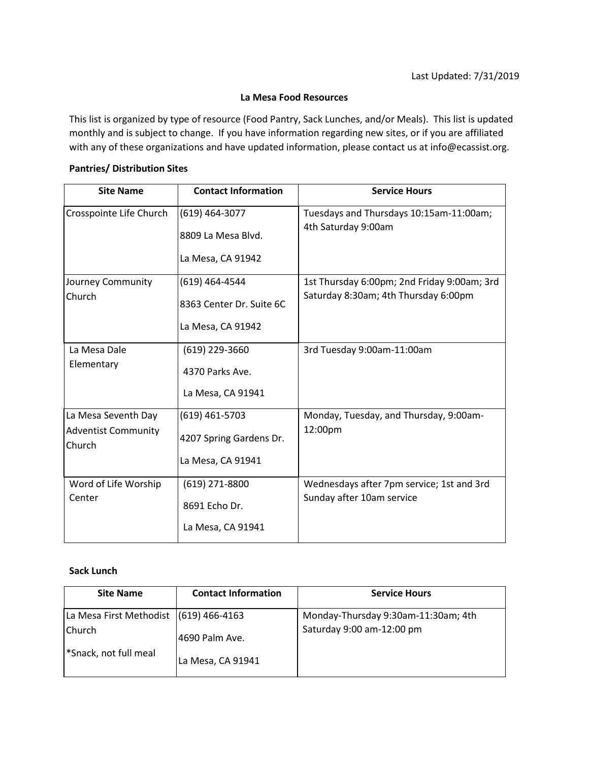Last Updated: 7/31/2019

# La Mesa Food Resources

This list is organized by type of resource (Food Pantry, Sack Lunches, and/or Meals). This list is updated monthly and is subject to change. If you have information regarding new sites, or if you are affiliated with any of these organizations and have updated information, please contact us at info@ecassist.org.

## Pantries/ Distribution Sites

| Site Name | Contact Information | Service Hours |
|---|---|---|
| Crosspointe Life Church | (619) 464-3077<br>8809 La Mesa Blvd.<br>La Mesa, CA 91942 | Tuesdays and Thursdays 10:15am-11:00am; 4th Saturday 9:00am |
| Journey Community Church | (619) 464-4544<br>8363 Center Dr. Suite 6C<br>La Mesa, CA 91942 | 1st Thursday 6:00pm; 2nd Friday 9:00am; 3rd Saturday 8:30am; 4th Thursday 6:00pm |
| La Mesa Dale Elementary | (619) 229-3660<br>4370 Parks Ave.<br>La Mesa, CA 91941 | 3rd Tuesday 9:00am-11:00am |
| La Mesa Seventh Day Adventist Community Church | (619) 461-5703<br>4207 Spring Gardens Dr.<br>La Mesa, CA 91941 | Monday, Tuesday, and Thursday, 9:00am-12:00pm |
| Word of Life Worship Center | (619) 271-8800<br>8691 Echo Dr.<br>La Mesa, CA 91941 | Wednesdays after 7pm service; 1st and 3rd Sunday after 10am service |

## Sack Lunch

| Site Name | Contact Information | Service Hours |
|---|---|---|
| La Mesa First Methodist Church<br>*Snack, not full meal | (619) 466-4163<br>4690 Palm Ave.<br>La Mesa, CA 91941 | Monday-Thursday 9:30am-11:30am; 4th Saturday 9:00 am-12:00 pm |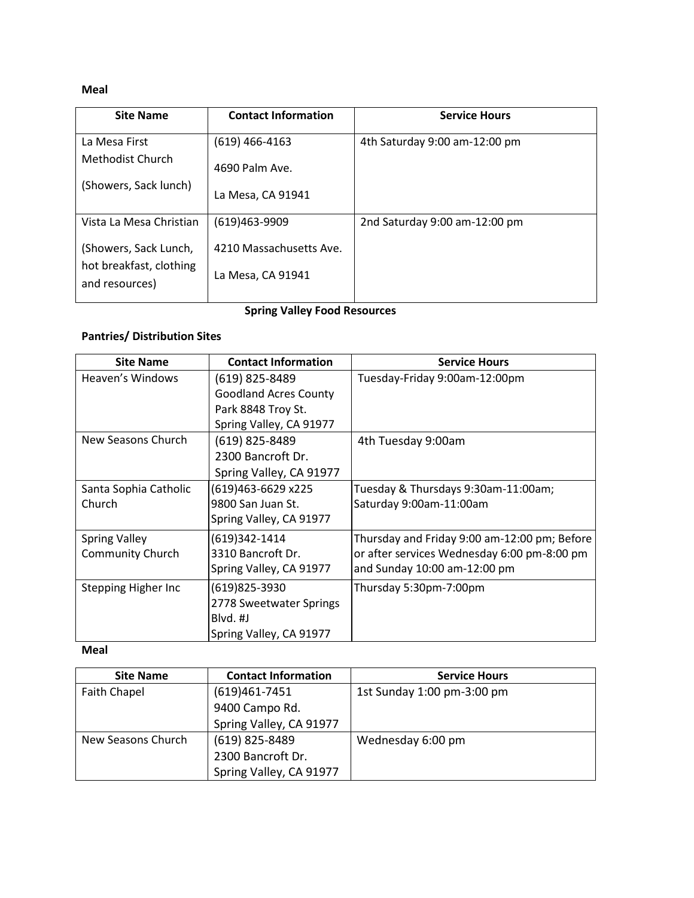**Meal**

| Site Name | Contact Information | Service Hours |
|---|---|---|
| La Mesa First Methodist Church<br><br>(Showers, Sack lunch) | (619) 466-4163<br><br>4690 Palm Ave.<br><br>La Mesa, CA 91941 | 4th Saturday 9:00 am-12:00 pm |
| Vista La Mesa Christian<br><br>(Showers, Sack Lunch, hot breakfast, clothing and resources) | (619)463-9909<br><br>4210 Massachusetts Ave.<br><br>La Mesa, CA 91941 | 2nd Saturday 9:00 am-12:00 pm |

## Spring Valley Food Resources

**Pantries/ Distribution Sites**

| Site Name | Contact Information | Service Hours |
|---|---|---|
| Heaven's Windows | (619) 825-8489<br>Goodland Acres County Park 8848 Troy St.<br>Spring Valley, CA 91977 | Tuesday-Friday 9:00am-12:00pm |
| New Seasons Church | (619) 825-8489<br>2300 Bancroft Dr.<br>Spring Valley, CA 91977 | 4th Tuesday 9:00am |
| Santa Sophia Catholic Church | (619)463-6629 x225<br>9800 San Juan St.<br>Spring Valley, CA 91977 | Tuesday & Thursdays 9:30am-11:00am; Saturday 9:00am-11:00am |
| Spring Valley Community Church | (619)342-1414<br>3310 Bancroft Dr.<br>Spring Valley, CA 91977 | Thursday and Friday 9:00 am-12:00 pm; Before or after services Wednesday 6:00 pm-8:00 pm and Sunday 10:00 am-12:00 pm |
| Stepping Higher Inc | (619)825-3930<br>2778 Sweetwater Springs Blvd. #J<br>Spring Valley, CA 91977 | Thursday 5:30pm-7:00pm |

**Meal**

| Site Name | Contact Information | Service Hours |
|---|---|---|
| Faith Chapel | (619)461-7451<br>9400 Campo Rd.<br>Spring Valley, CA 91977 | 1st Sunday 1:00 pm-3:00 pm |
| New Seasons Church | (619) 825-8489<br>2300 Bancroft Dr.<br>Spring Valley, CA 91977 | Wednesday 6:00 pm |